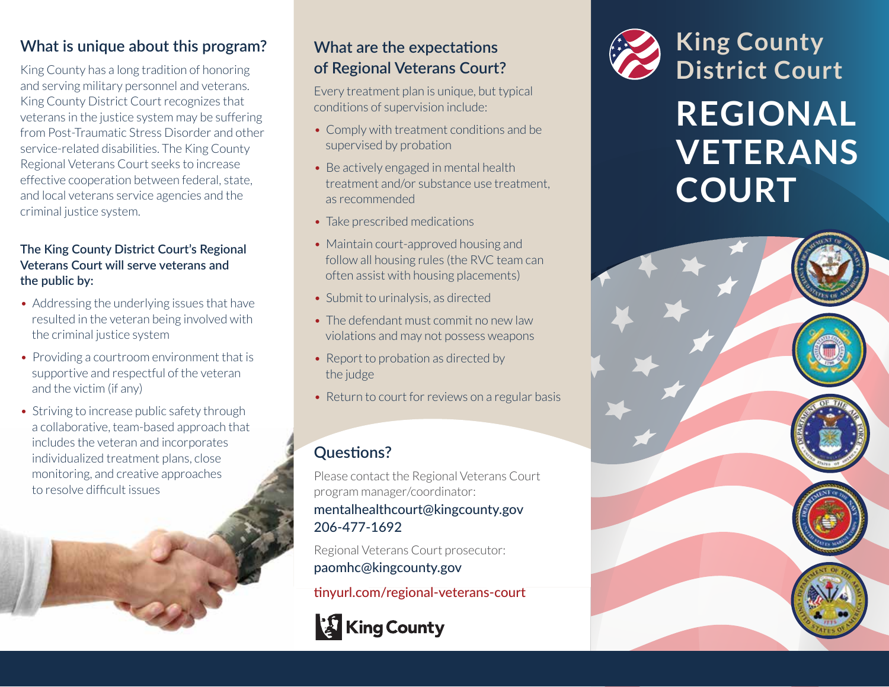# King County District Court

# REGIONAL VETERANS COURT

## What is unique about this program?

King County has a long tradition of honoring and serving military personnel and veterans. King County District Court recognizes that veterans in the justice system may be suffering from Post-Traumatic Stress Disorder and other service-related disabilities. The King County Regional Veterans Court seeks to increase effective cooperation between federal, state, and local veterans service agencies and the criminal justice system.

**The King County District Court's Regional Veterans Court will serve veterans and the public by:**

- Addressing the underlying issues that have resulted in the veteran being involved with the criminal justice system
- Providing a courtroom environment that is supportive and respectful of the veteran and the victim (if any)
- Striving to increase public safety through a collaborative, team-based approach that includes the veteran and incorporates individualized treatment plans, close monitoring, and creative approaches to resolve difficult issues

## What are the expectations of Regional Veterans Court?

Every treatment plan is unique, but typical conditions of supervision include:

- Comply with treatment conditions and be supervised by probation
- Be actively engaged in mental health treatment and/or substance use treatment, as recommended
- Take prescribed medications
- Maintain court-approved housing and follow all housing rules (the RVC team can often assist with housing placements)
- Submit to urinalysis, as directed
- The defendant must commit no new law violations and may not possess weapons
- Report to probation as directed by the judge
- Return to court for reviews on a regular basis

## Questions?

Please contact the Regional Veterans Court program manager/coordinator:

mentalhealthcourt@kingcounty.gov
206-477-1692

Regional Veterans Court prosecutor:

paomhc@kingcounty.gov

tinyurl.com/regional-veterans-court

King County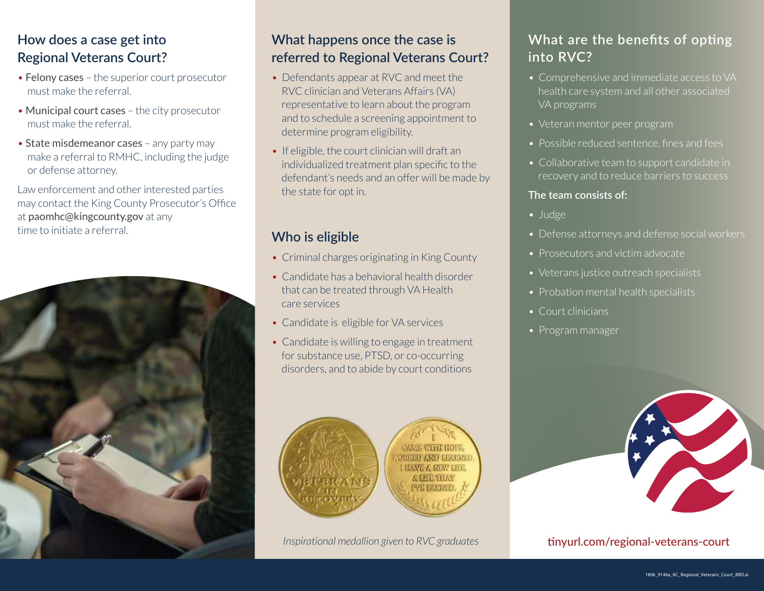## How does a case get into Regional Veterans Court?

- Felony cases – the superior court prosecutor must make the referral.
- Municipal court cases – the city prosecutor must make the referral.
- State misdemeanor cases – any party may make a referral to RMHC, including the judge or defense attorney.

Law enforcement and other interested parties may contact the King County Prosecutor's Office at paomhc@kingcounty.gov at any time to initiate a referral.

## What happens once the case is referred to Regional Veterans Court?

- Defendants appear at RVC and meet the RVC clinician and Veterans Affairs (VA) representative to learn about the program and to schedule a screening appointment to determine program eligibility.
- If eligible, the court clinician will draft an individualized treatment plan specific to the defendant's needs and an offer will be made by the state for opt in.

## Who is eligible

- Criminal charges originating in King County
- Candidate has a behavioral health disorder that can be treated through VA Health care services
- Candidate is eligible for VA services
- Candidate is willing to engage in treatment for substance use, PTSD, or co-occurring disorders, and to abide by court conditions

*Inspirational medallion given to RVC graduates*

## What are the benefits of opting into RVC?

- Comprehensive and immediate access to VA health care system and all other associated VA programs
- Veteran mentor peer program
- Possible reduced sentence, fines and fees
- Collaborative team to support candidate in recovery and to reduce barriers to success

**The team consists of:**

- Judge
- Defense attorneys and defense social workers
- Prosecutors and victim advocate
- Veterans justice outreach specialists
- Probation mental health specialists
- Court clinicians
- Program manager

tinyurl.com/regional-veterans-court